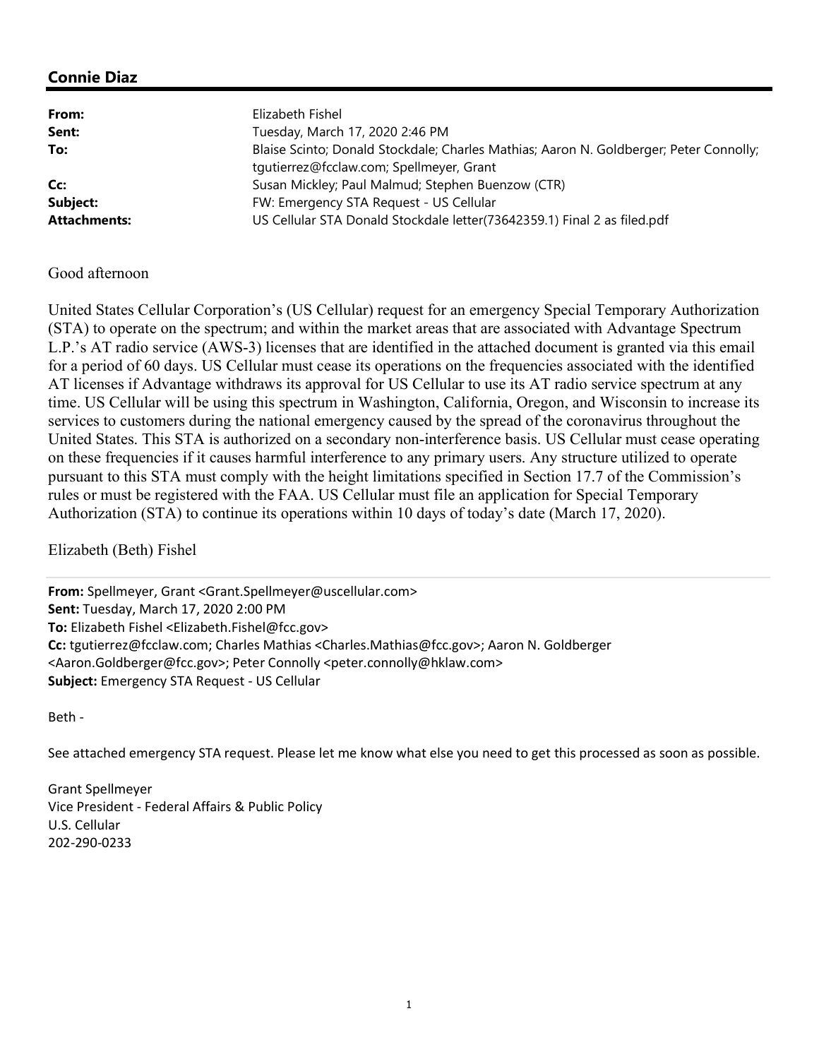## Connie Diaz

**From:** Elizabeth Fishel
**Sent:** Tuesday, March 17, 2020 2:46 PM
**To:** Blaise Scinto; Donald Stockdale; Charles Mathias; Aaron N. Goldberger; Peter Connolly; tgutierrez@fcclaw.com; Spellmeyer, Grant
**Cc:** Susan Mickley; Paul Malmud; Stephen Buenzow (CTR)
**Subject:** FW: Emergency STA Request - US Cellular
**Attachments:** US Cellular STA Donald Stockdale letter(73642359.1) Final 2 as filed.pdf

Good afternoon

United States Cellular Corporation's (US Cellular) request for an emergency Special Temporary Authorization (STA) to operate on the spectrum; and within the market areas that are associated with Advantage Spectrum L.P.'s AT radio service (AWS-3) licenses that are identified in the attached document is granted via this email for a period of 60 days. US Cellular must cease its operations on the frequencies associated with the identified AT licenses if Advantage withdraws its approval for US Cellular to use its AT radio service spectrum at any time. US Cellular will be using this spectrum in Washington, California, Oregon, and Wisconsin to increase its services to customers during the national emergency caused by the spread of the coronavirus throughout the United States. This STA is authorized on a secondary non-interference basis. US Cellular must cease operating on these frequencies if it causes harmful interference to any primary users. Any structure utilized to operate pursuant to this STA must comply with the height limitations specified in Section 17.7 of the Commission's rules or must be registered with the FAA. US Cellular must file an application for Special Temporary Authorization (STA) to continue its operations within 10 days of today's date (March 17, 2020).

Elizabeth (Beth) Fishel

---

**From:** Spellmeyer, Grant <Grant.Spellmeyer@uscellular.com>
**Sent:** Tuesday, March 17, 2020 2:00 PM
**To:** Elizabeth Fishel <Elizabeth.Fishel@fcc.gov>
**Cc:** tgutierrez@fcclaw.com; Charles Mathias <Charles.Mathias@fcc.gov>; Aaron N. Goldberger <Aaron.Goldberger@fcc.gov>; Peter Connolly <peter.connolly@hklaw.com>
**Subject:** Emergency STA Request - US Cellular

Beth -

See attached emergency STA request. Please let me know what else you need to get this processed as soon as possible.

Grant Spellmeyer
Vice President - Federal Affairs & Public Policy
U.S. Cellular
202-290-0233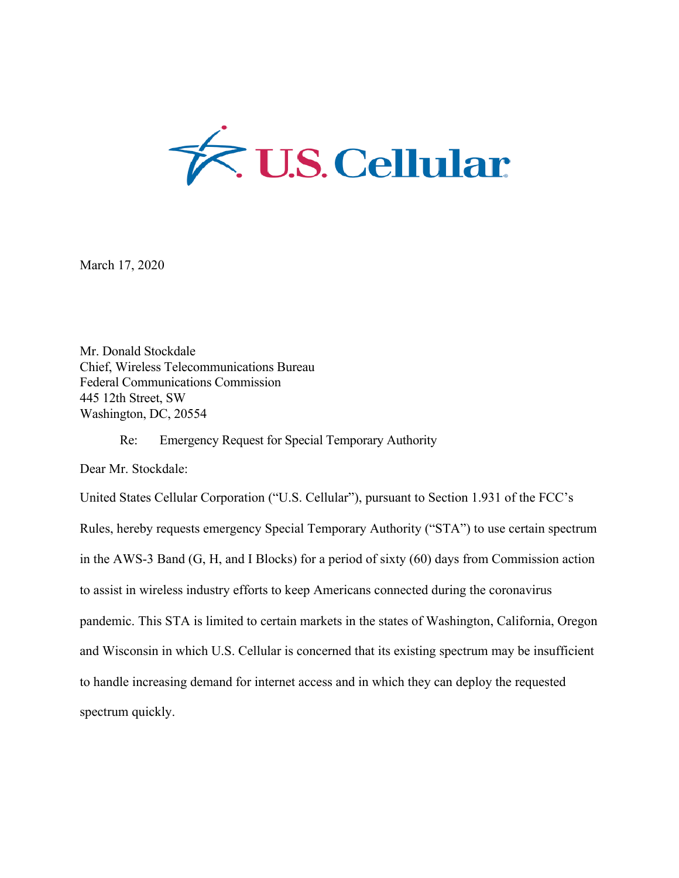March 17, 2020

Mr. Donald Stockdale
Chief, Wireless Telecommunications Bureau
Federal Communications Commission
445 12th Street, SW
Washington, DC, 20554

Re: Emergency Request for Special Temporary Authority

Dear Mr. Stockdale:

United States Cellular Corporation ("U.S. Cellular"), pursuant to Section 1.931 of the FCC's Rules, hereby requests emergency Special Temporary Authority ("STA") to use certain spectrum in the AWS-3 Band (G, H, and I Blocks) for a period of sixty (60) days from Commission action to assist in wireless industry efforts to keep Americans connected during the coronavirus pandemic. This STA is limited to certain markets in the states of Washington, California, Oregon and Wisconsin in which U.S. Cellular is concerned that its existing spectrum may be insufficient to handle increasing demand for internet access and in which they can deploy the requested spectrum quickly.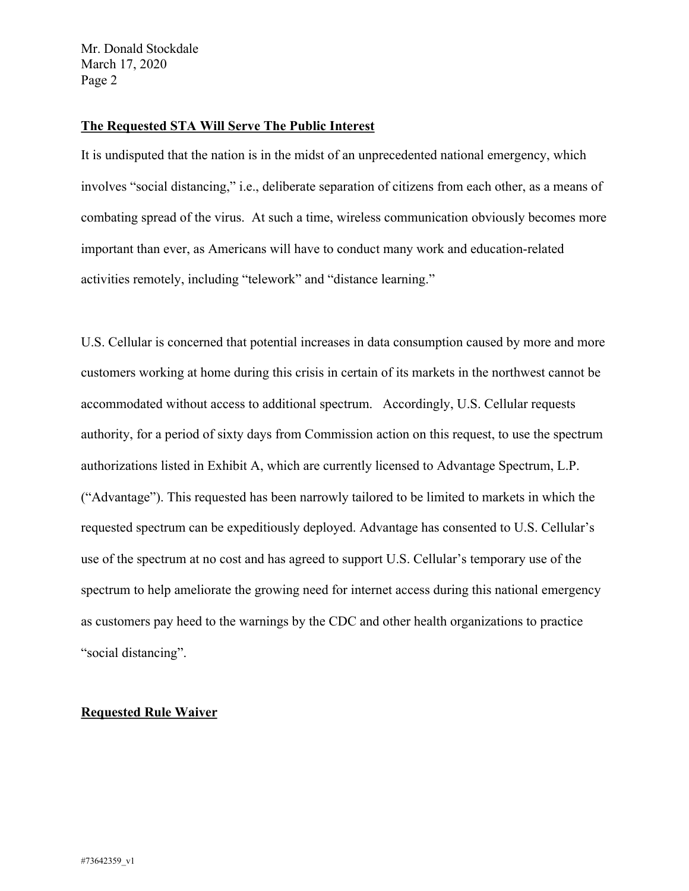**The Requested STA Will Serve The Public Interest**

It is undisputed that the nation is in the midst of an unprecedented national emergency, which involves "social distancing," i.e., deliberate separation of citizens from each other, as a means of combating spread of the virus. At such a time, wireless communication obviously becomes more important than ever, as Americans will have to conduct many work and education-related activities remotely, including "telework" and "distance learning."

U.S. Cellular is concerned that potential increases in data consumption caused by more and more customers working at home during this crisis in certain of its markets in the northwest cannot be accommodated without access to additional spectrum. Accordingly, U.S. Cellular requests authority, for a period of sixty days from Commission action on this request, to use the spectrum authorizations listed in Exhibit A, which are currently licensed to Advantage Spectrum, L.P. ("Advantage"). This requested has been narrowly tailored to be limited to markets in which the requested spectrum can be expeditiously deployed. Advantage has consented to U.S. Cellular's use of the spectrum at no cost and has agreed to support U.S. Cellular's temporary use of the spectrum to help ameliorate the growing need for internet access during this national emergency as customers pay heed to the warnings by the CDC and other health organizations to practice "social distancing".

**Requested Rule Waiver**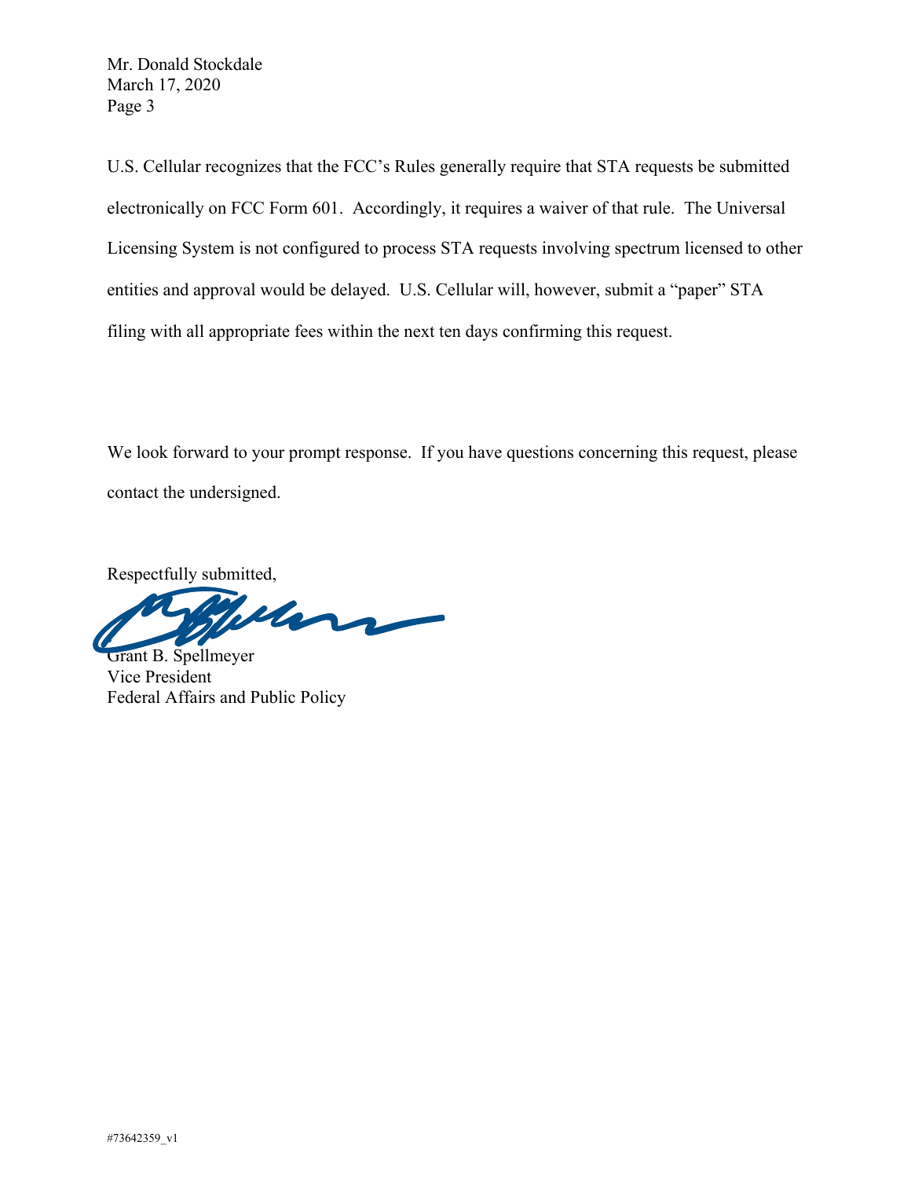U.S. Cellular recognizes that the FCC's Rules generally require that STA requests be submitted electronically on FCC Form 601. Accordingly, it requires a waiver of that rule. The Universal Licensing System is not configured to process STA requests involving spectrum licensed to other entities and approval would be delayed. U.S. Cellular will, however, submit a "paper" STA filing with all appropriate fees within the next ten days confirming this request.

We look forward to your prompt response. If you have questions concerning this request, please contact the undersigned.

Respectfully submitted,

Grant B. Spellmeyer
Vice President
Federal Affairs and Public Policy

#73642359_v1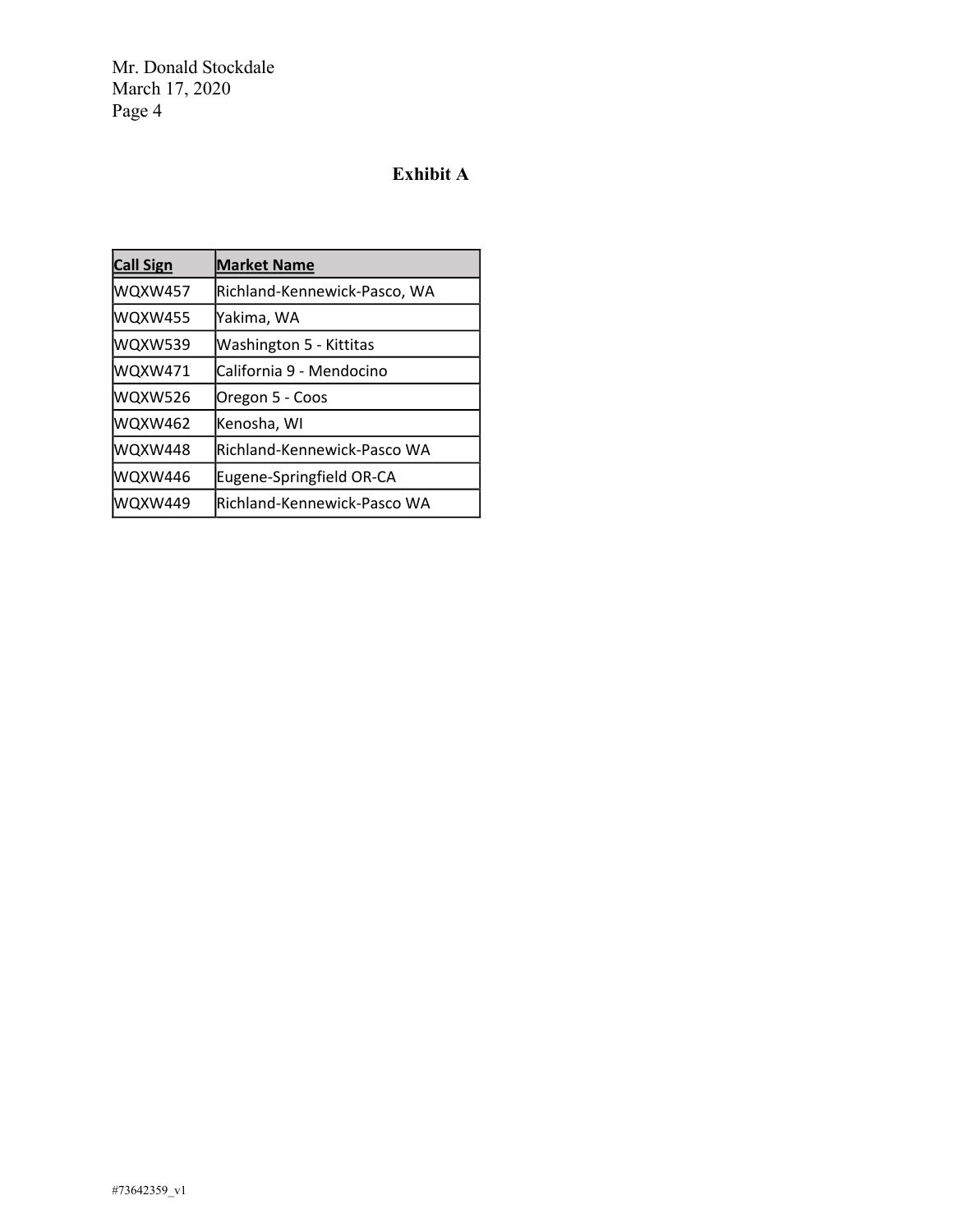## Exhibit A

| Call Sign | Market Name |
|---|---|
| WQXW457 | Richland-Kennewick-Pasco, WA |
| WQXW455 | Yakima, WA |
| WQXW539 | Washington 5 - Kittitas |
| WQXW471 | California 9 - Mendocino |
| WQXW526 | Oregon 5 - Coos |
| WQXW462 | Kenosha, WI |
| WQXW448 | Richland-Kennewick-Pasco WA |
| WQXW446 | Eugene-Springfield OR-CA |
| WQXW449 | Richland-Kennewick-Pasco WA |

#73642359_v1